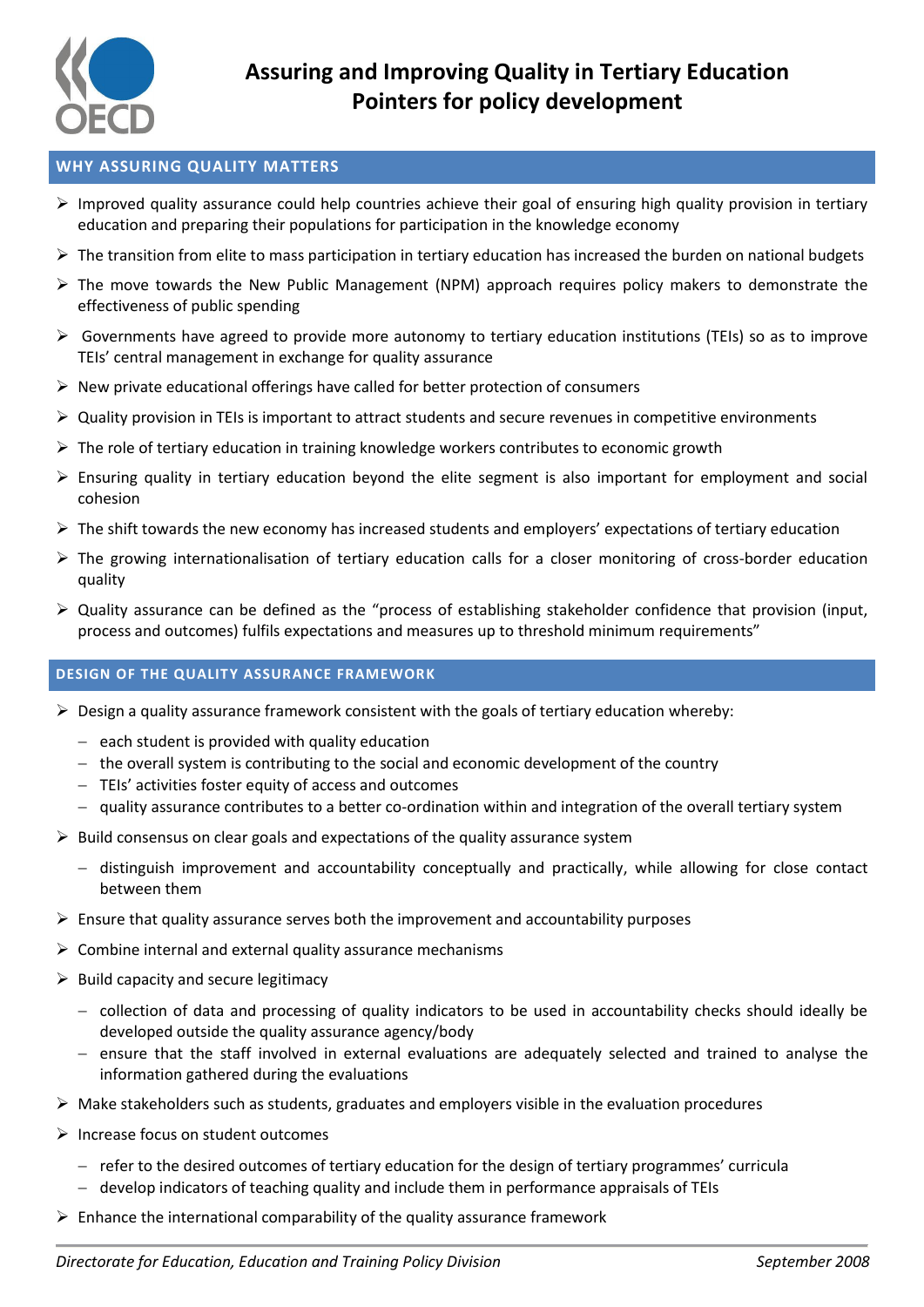# Assuring and Improving Quality in Tertiary Education
## Pointers for policy development

## WHY ASSURING QUALITY MATTERS

- Improved quality assurance could help countries achieve their goal of ensuring high quality provision in tertiary education and preparing their populations for participation in the knowledge economy
- The transition from elite to mass participation in tertiary education has increased the burden on national budgets
- The move towards the New Public Management (NPM) approach requires policy makers to demonstrate the effectiveness of public spending
- Governments have agreed to provide more autonomy to tertiary education institutions (TEIs) so as to improve TEIs' central management in exchange for quality assurance
- New private educational offerings have called for better protection of consumers
- Quality provision in TEIs is important to attract students and secure revenues in competitive environments
- The role of tertiary education in training knowledge workers contributes to economic growth
- Ensuring quality in tertiary education beyond the elite segment is also important for employment and social cohesion
- The shift towards the new economy has increased students and employers' expectations of tertiary education
- The growing internationalisation of tertiary education calls for a closer monitoring of cross-border education quality
- Quality assurance can be defined as the "process of establishing stakeholder confidence that provision (input, process and outcomes) fulfils expectations and measures up to threshold minimum requirements"

## DESIGN OF THE QUALITY ASSURANCE FRAMEWORK

- Design a quality assurance framework consistent with the goals of tertiary education whereby:
  - each student is provided with quality education
  - the overall system is contributing to the social and economic development of the country
  - TEIs' activities foster equity of access and outcomes
  - quality assurance contributes to a better co-ordination within and integration of the overall tertiary system
- Build consensus on clear goals and expectations of the quality assurance system
  - distinguish improvement and accountability conceptually and practically, while allowing for close contact between them
- Ensure that quality assurance serves both the improvement and accountability purposes
- Combine internal and external quality assurance mechanisms
- Build capacity and secure legitimacy
  - collection of data and processing of quality indicators to be used in accountability checks should ideally be developed outside the quality assurance agency/body
  - ensure that the staff involved in external evaluations are adequately selected and trained to analyse the information gathered during the evaluations
- Make stakeholders such as students, graduates and employers visible in the evaluation procedures
- Increase focus on student outcomes
  - refer to the desired outcomes of tertiary education for the design of tertiary programmes' curricula
  - develop indicators of teaching quality and include them in performance appraisals of TEIs
- Enhance the international comparability of the quality assurance framework

*Directorate for Education, Education and Training Policy Division* — *September 2008*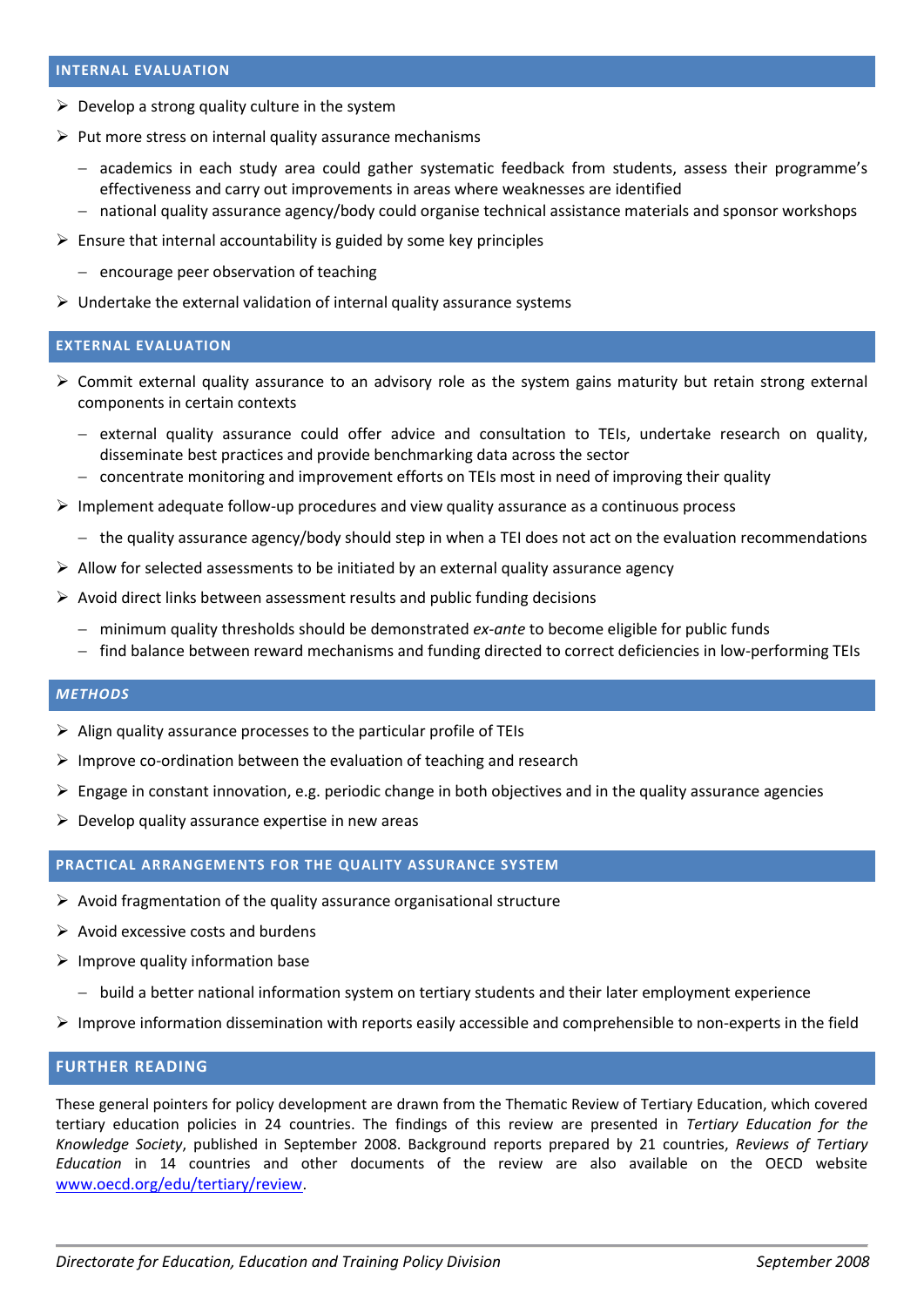## INTERNAL EVALUATION

- Develop a strong quality culture in the system
- Put more stress on internal quality assurance mechanisms
  - academics in each study area could gather systematic feedback from students, assess their programme's effectiveness and carry out improvements in areas where weaknesses are identified
  - national quality assurance agency/body could organise technical assistance materials and sponsor workshops
- Ensure that internal accountability is guided by some key principles
  - encourage peer observation of teaching
- Undertake the external validation of internal quality assurance systems

## EXTERNAL EVALUATION

- Commit external quality assurance to an advisory role as the system gains maturity but retain strong external components in certain contexts
  - external quality assurance could offer advice and consultation to TEIs, undertake research on quality, disseminate best practices and provide benchmarking data across the sector
  - concentrate monitoring and improvement efforts on TEIs most in need of improving their quality
- Implement adequate follow-up procedures and view quality assurance as a continuous process
  - the quality assurance agency/body should step in when a TEI does not act on the evaluation recommendations
- Allow for selected assessments to be initiated by an external quality assurance agency
- Avoid direct links between assessment results and public funding decisions
  - minimum quality thresholds should be demonstrated *ex-ante* to become eligible for public funds
  - find balance between reward mechanisms and funding directed to correct deficiencies in low-performing TEIs

## *METHODS*

- Align quality assurance processes to the particular profile of TEIs
- Improve co-ordination between the evaluation of teaching and research
- Engage in constant innovation, e.g. periodic change in both objectives and in the quality assurance agencies
- Develop quality assurance expertise in new areas

## PRACTICAL ARRANGEMENTS FOR THE QUALITY ASSURANCE SYSTEM

- Avoid fragmentation of the quality assurance organisational structure
- Avoid excessive costs and burdens
- Improve quality information base
  - build a better national information system on tertiary students and their later employment experience
- Improve information dissemination with reports easily accessible and comprehensible to non-experts in the field

## FURTHER READING

These general pointers for policy development are drawn from the Thematic Review of Tertiary Education, which covered tertiary education policies in 24 countries. The findings of this review are presented in *Tertiary Education for the Knowledge Society*, published in September 2008. Background reports prepared by 21 countries, *Reviews of Tertiary Education* in 14 countries and other documents of the review are also available on the OECD website www.oecd.org/edu/tertiary/review.

*Directorate for Education, Education and Training Policy Division* — *September 2008*